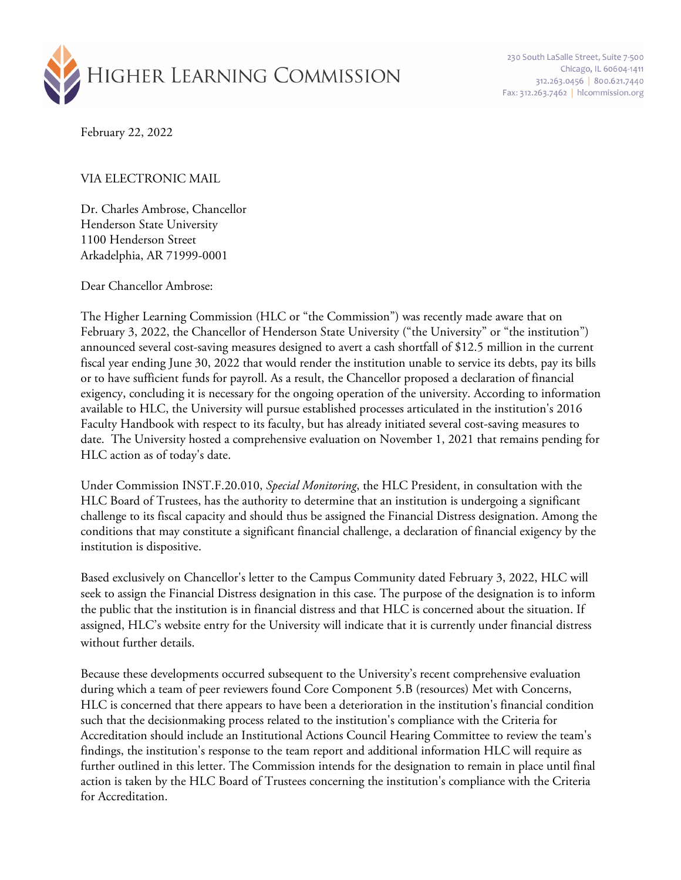HIGHER LEARNING COMMISSION

230 South LaSalle Street, Suite 7-500
Chicago, IL 60604-1411
312.263.0456 | 800.621.7440
Fax: 312.263.7462 | hlcommission.org

February 22, 2022

VIA ELECTRONIC MAIL

Dr. Charles Ambrose, Chancellor
Henderson State University
1100 Henderson Street
Arkadelphia, AR 71999-0001

Dear Chancellor Ambrose:

The Higher Learning Commission (HLC or "the Commission") was recently made aware that on February 3, 2022, the Chancellor of Henderson State University ("the University" or "the institution") announced several cost-saving measures designed to avert a cash shortfall of $12.5 million in the current fiscal year ending June 30, 2022 that would render the institution unable to service its debts, pay its bills or to have sufficient funds for payroll. As a result, the Chancellor proposed a declaration of financial exigency, concluding it is necessary for the ongoing operation of the university. According to information available to HLC, the University will pursue established processes articulated in the institution's 2016 Faculty Handbook with respect to its faculty, but has already initiated several cost-saving measures to date. The University hosted a comprehensive evaluation on November 1, 2021 that remains pending for HLC action as of today's date.

Under Commission INST.F.20.010, *Special Monitoring*, the HLC President, in consultation with the HLC Board of Trustees, has the authority to determine that an institution is undergoing a significant challenge to its fiscal capacity and should thus be assigned the Financial Distress designation. Among the conditions that may constitute a significant financial challenge, a declaration of financial exigency by the institution is dispositive.

Based exclusively on Chancellor's letter to the Campus Community dated February 3, 2022, HLC will seek to assign the Financial Distress designation in this case. The purpose of the designation is to inform the public that the institution is in financial distress and that HLC is concerned about the situation. If assigned, HLC's website entry for the University will indicate that it is currently under financial distress without further details.

Because these developments occurred subsequent to the University's recent comprehensive evaluation during which a team of peer reviewers found Core Component 5.B (resources) Met with Concerns, HLC is concerned that there appears to have been a deterioration in the institution's financial condition such that the decisionmaking process related to the institution's compliance with the Criteria for Accreditation should include an Institutional Actions Council Hearing Committee to review the team's findings, the institution's response to the team report and additional information HLC will require as further outlined in this letter. The Commission intends for the designation to remain in place until final action is taken by the HLC Board of Trustees concerning the institution's compliance with the Criteria for Accreditation.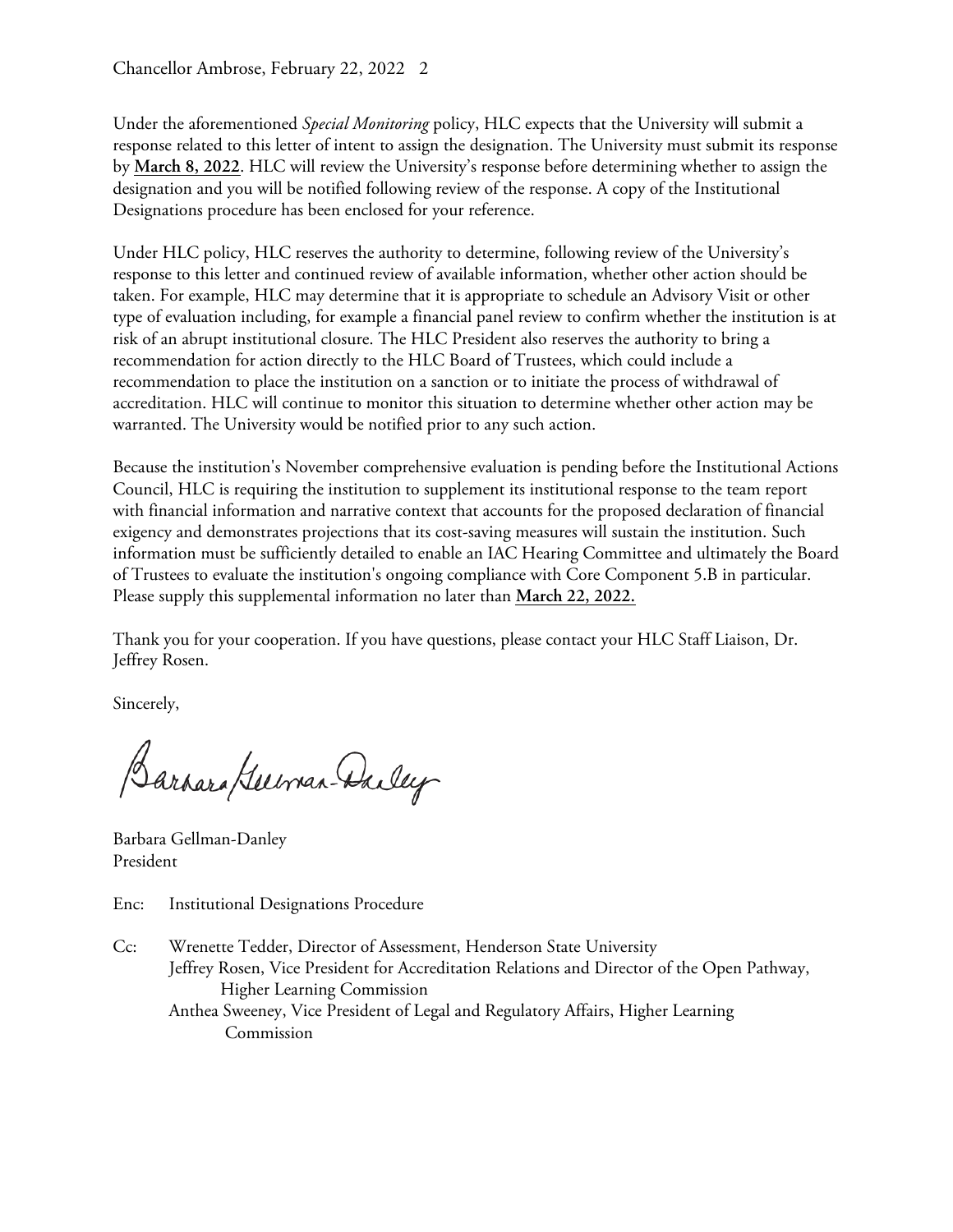Under the aforementioned *Special Monitoring* policy, HLC expects that the University will submit a response related to this letter of intent to assign the designation. The University must submit its response by **March 8, 2022**. HLC will review the University's response before determining whether to assign the designation and you will be notified following review of the response. A copy of the Institutional Designations procedure has been enclosed for your reference.

Under HLC policy, HLC reserves the authority to determine, following review of the University's response to this letter and continued review of available information, whether other action should be taken. For example, HLC may determine that it is appropriate to schedule an Advisory Visit or other type of evaluation including, for example a financial panel review to confirm whether the institution is at risk of an abrupt institutional closure. The HLC President also reserves the authority to bring a recommendation for action directly to the HLC Board of Trustees, which could include a recommendation to place the institution on a sanction or to initiate the process of withdrawal of accreditation. HLC will continue to monitor this situation to determine whether other action may be warranted. The University would be notified prior to any such action.

Because the institution's November comprehensive evaluation is pending before the Institutional Actions Council, HLC is requiring the institution to supplement its institutional response to the team report with financial information and narrative context that accounts for the proposed declaration of financial exigency and demonstrates projections that its cost-saving measures will sustain the institution. Such information must be sufficiently detailed to enable an IAC Hearing Committee and ultimately the Board of Trustees to evaluate the institution's ongoing compliance with Core Component 5.B in particular. Please supply this supplemental information no later than **March 22, 2022.**

Thank you for your cooperation. If you have questions, please contact your HLC Staff Liaison, Dr. Jeffrey Rosen.

Sincerely,

Barbara Gellman-Danley
President

Enc: Institutional Designations Procedure

Cc: Wrenette Tedder, Director of Assessment, Henderson State University
Jeffrey Rosen, Vice President for Accreditation Relations and Director of the Open Pathway, Higher Learning Commission
Anthea Sweeney, Vice President of Legal and Regulatory Affairs, Higher Learning Commission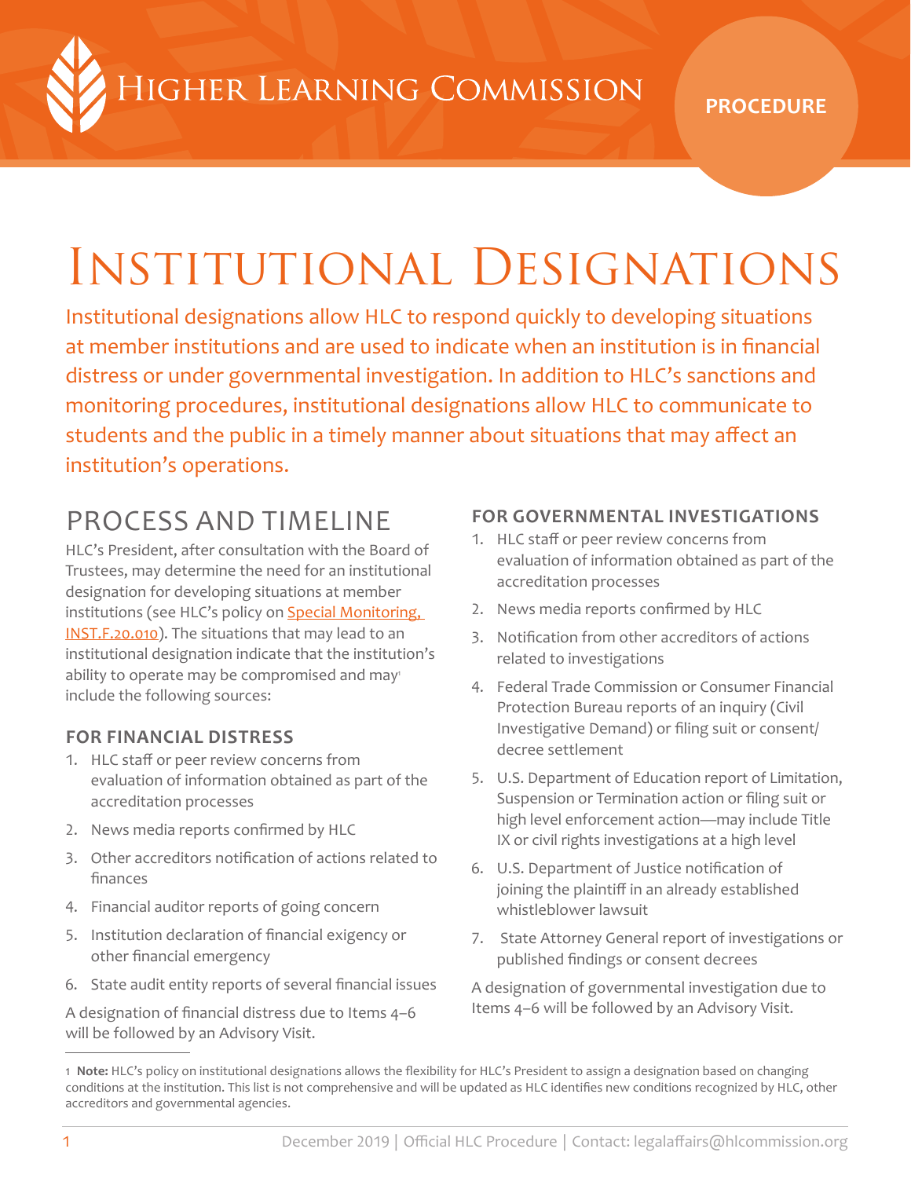# Institutional Designations

Institutional designations allow HLC to respond quickly to developing situations at member institutions and are used to indicate when an institution is in financial distress or under governmental investigation. In addition to HLC's sanctions and monitoring procedures, institutional designations allow HLC to communicate to students and the public in a timely manner about situations that may affect an institution's operations.

## PROCESS AND TIMELINE

HLC's President, after consultation with the Board of Trustees, may determine the need for an institutional designation for developing situations at member institutions (see HLC's policy on [Special Monitoring, INST.F.20.010](#)). The situations that may lead to an institutional designation indicate that the institution's ability to operate may be compromised and may[1] include the following sources:

### FOR FINANCIAL DISTRESS

1. HLC staff or peer review concerns from evaluation of information obtained as part of the accreditation processes
2. News media reports confirmed by HLC
3. Other accreditors notification of actions related to finances
4. Financial auditor reports of going concern
5. Institution declaration of financial exigency or other financial emergency
6. State audit entity reports of several financial issues

A designation of financial distress due to Items 4–6 will be followed by an Advisory Visit.

### FOR GOVERNMENTAL INVESTIGATIONS

1. HLC staff or peer review concerns from evaluation of information obtained as part of the accreditation processes
2. News media reports confirmed by HLC
3. Notification from other accreditors of actions related to investigations
4. Federal Trade Commission or Consumer Financial Protection Bureau reports of an inquiry (Civil Investigative Demand) or filing suit or consent/decree settlement
5. U.S. Department of Education report of Limitation, Suspension or Termination action or filing suit or high level enforcement action—may include Title IX or civil rights investigations at a high level
6. U.S. Department of Justice notification of joining the plaintiff in an already established whistleblower lawsuit
7. State Attorney General report of investigations or published findings or consent decrees

A designation of governmental investigation due to Items 4–6 will be followed by an Advisory Visit.

---

[1] **Note:** HLC's policy on institutional designations allows the flexibility for HLC's President to assign a designation based on changing conditions at the institution. This list is not comprehensive and will be updated as HLC identifies new conditions recognized by HLC, other accreditors and governmental agencies.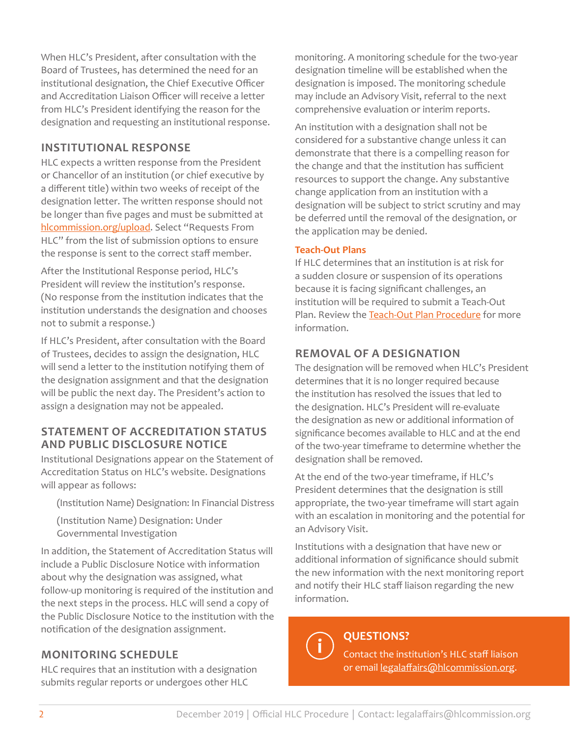When HLC's President, after consultation with the Board of Trustees, has determined the need for an institutional designation, the Chief Executive Officer and Accreditation Liaison Officer will receive a letter from HLC's President identifying the reason for the designation and requesting an institutional response.

## INSTITUTIONAL RESPONSE

HLC expects a written response from the President or Chancellor of an institution (or chief executive by a different title) within two weeks of receipt of the designation letter. The written response should not be longer than five pages and must be submitted at [hlcommission.org/upload](hlcommission.org/upload). Select "Requests From HLC" from the list of submission options to ensure the response is sent to the correct staff member.

After the Institutional Response period, HLC's President will review the institution's response. (No response from the institution indicates that the institution understands the designation and chooses not to submit a response.)

If HLC's President, after consultation with the Board of Trustees, decides to assign the designation, HLC will send a letter to the institution notifying them of the designation assignment and that the designation will be public the next day. The President's action to assign a designation may not be appealed.

## STATEMENT OF ACCREDITATION STATUS AND PUBLIC DISCLOSURE NOTICE

Institutional Designations appear on the Statement of Accreditation Status on HLC's website. Designations will appear as follows:

(Institution Name) Designation: In Financial Distress

(Institution Name) Designation: Under Governmental Investigation

In addition, the Statement of Accreditation Status will include a Public Disclosure Notice with information about why the designation was assigned, what follow-up monitoring is required of the institution and the next steps in the process. HLC will send a copy of the Public Disclosure Notice to the institution with the notification of the designation assignment.

## MONITORING SCHEDULE

HLC requires that an institution with a designation submits regular reports or undergoes other HLC monitoring. A monitoring schedule for the two-year designation timeline will be established when the designation is imposed. The monitoring schedule may include an Advisory Visit, referral to the next comprehensive evaluation or interim reports.

An institution with a designation shall not be considered for a substantive change unless it can demonstrate that there is a compelling reason for the change and that the institution has sufficient resources to support the change. Any substantive change application from an institution with a designation will be subject to strict scrutiny and may be deferred until the removal of the designation, or the application may be denied.

### Teach-Out Plans

If HLC determines that an institution is at risk for a sudden closure or suspension of its operations because it is facing significant challenges, an institution will be required to submit a Teach-Out Plan. Review the [Teach-Out Plan Procedure]() for more information.

## REMOVAL OF A DESIGNATION

The designation will be removed when HLC's President determines that it is no longer required because the institution has resolved the issues that led to the designation. HLC's President will re-evaluate the designation as new or additional information of significance becomes available to HLC and at the end of the two-year timeframe to determine whether the designation shall be removed.

At the end of the two-year timeframe, if HLC's President determines that the designation is still appropriate, the two-year timeframe will start again with an escalation in monitoring and the potential for an Advisory Visit.

Institutions with a designation that have new or additional information of significance should submit the new information with the next monitoring report and notify their HLC staff liaison regarding the new information.

**QUESTIONS?**

Contact the institution's HLC staff liaison or email [legalaffairs@hlcommission.org](mailto:legalaffairs@hlcommission.org).